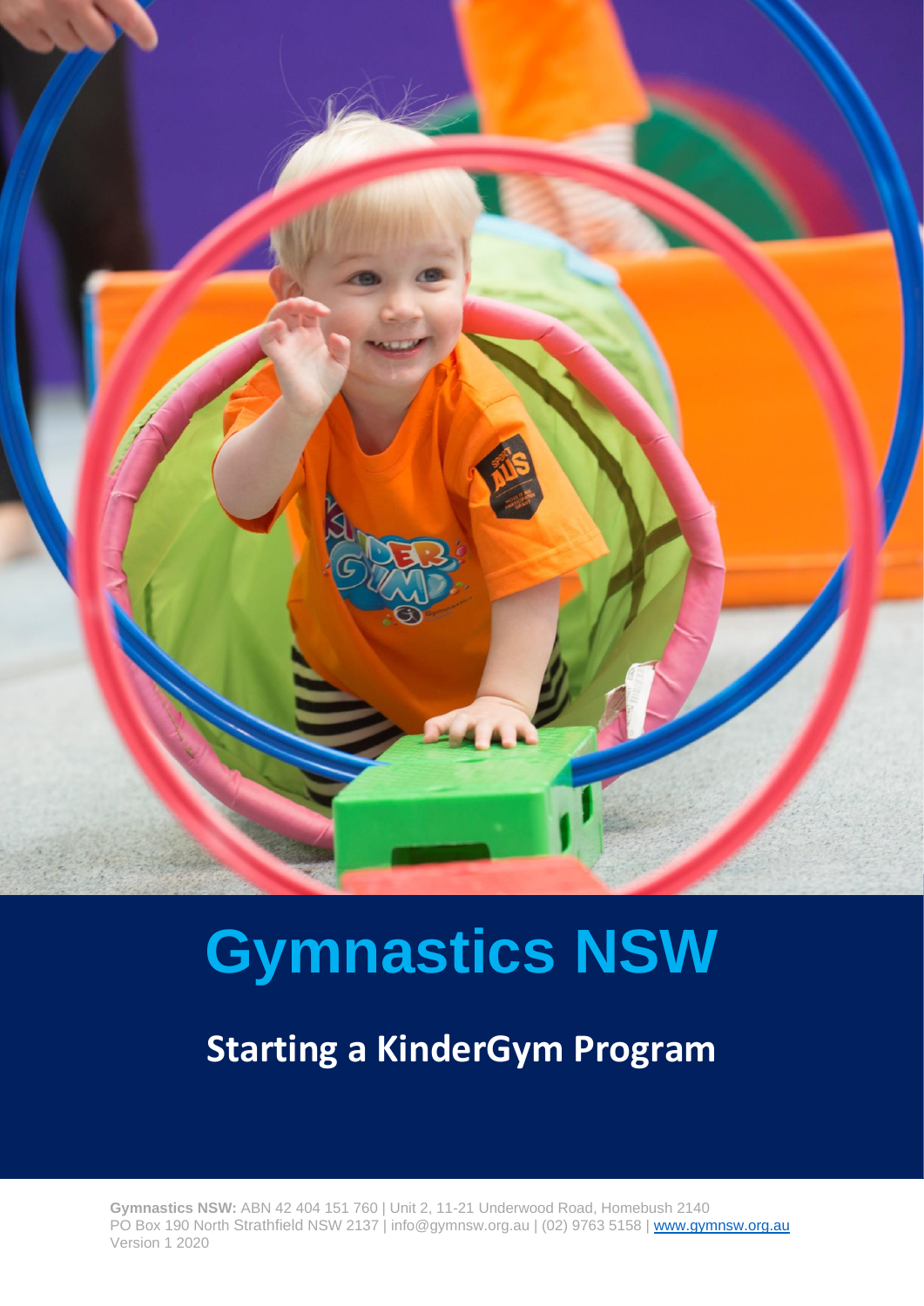# Gymnastics NSW

## Starting a KinderGym Program

**Gymnastics NSW:** ABN 42 404 151 760 | Unit 2, 11-21 Underwood Road, Homebush 2140
PO Box 190 North Strathfield NSW 2137 | info@gymnsw.org.au | (02) 9763 5158 | www.gymnsw.org.au
Version 1 2020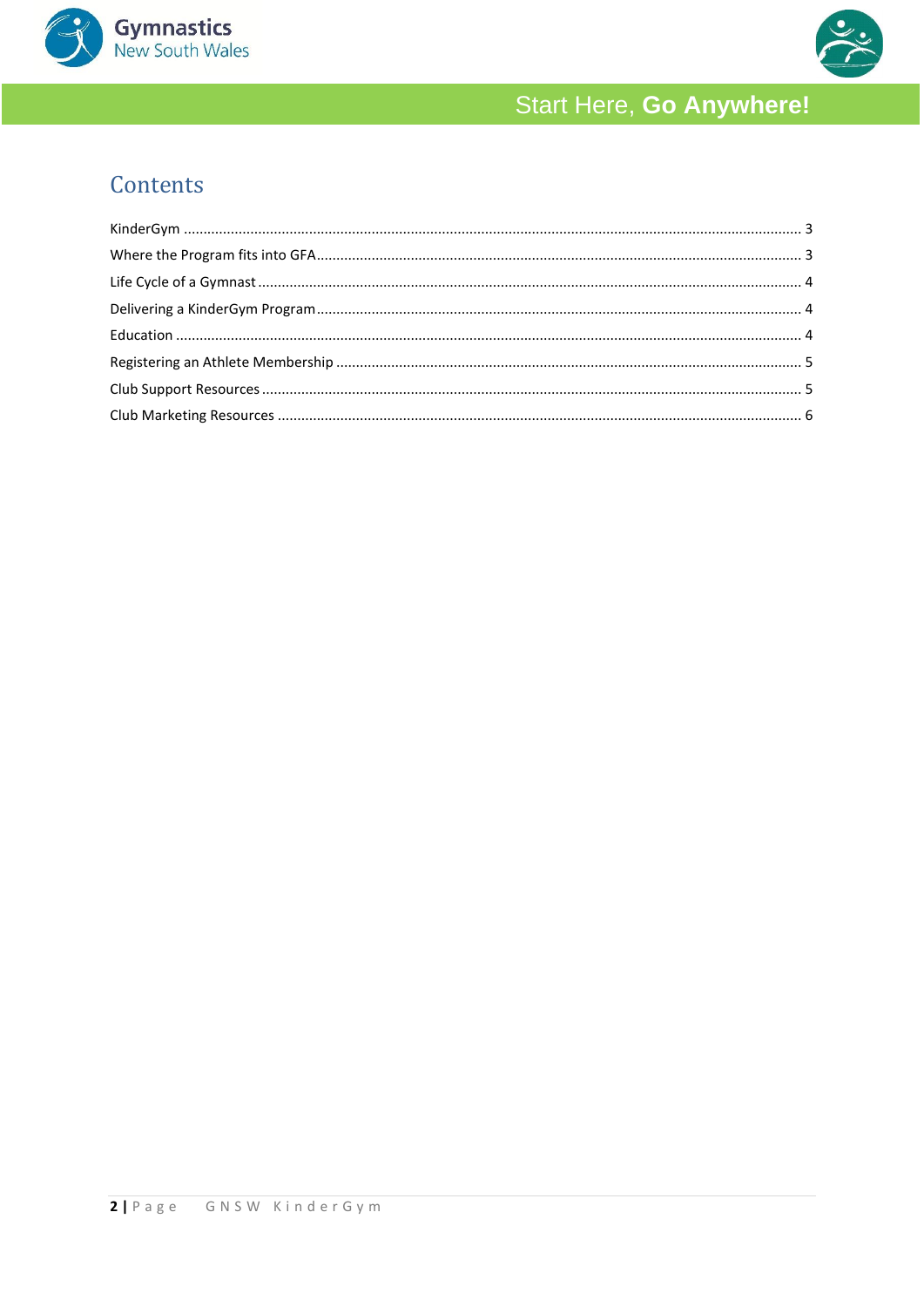# Contents

KinderGym ..... 3

Where the Program fits into GFA ..... 3

Life Cycle of a Gymnast ..... 4

Delivering a KinderGym Program ..... 4

Education ..... 4

Registering an Athlete Membership ..... 5

Club Support Resources ..... 5

Club Marketing Resources ..... 6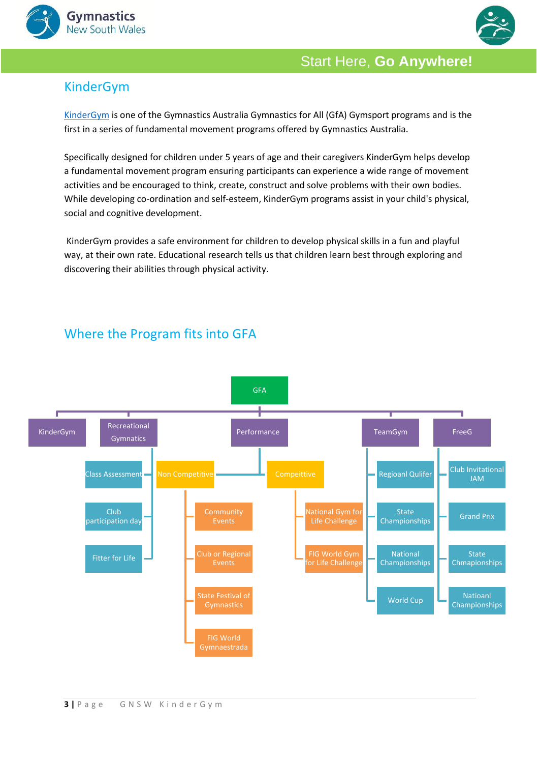# KinderGym

KinderGym is one of the Gymnastics Australia Gymnastics for All (GfA) Gymsport programs and is the first in a series of fundamental movement programs offered by Gymnastics Australia.

Specifically designed for children under 5 years of age and their caregivers KinderGym helps develop a fundamental movement program ensuring participants can experience a wide range of movement activities and be encouraged to think, create, construct and solve problems with their own bodies. While developing co-ordination and self-esteem, KinderGym programs assist in your child's physical, social and cognitive development.

KinderGym provides a safe environment for children to develop physical skills in a fun and playful way, at their own rate. Educational research tells us that children learn best through exploring and discovering their abilities through physical activity.

## Where the Program fits into GFA

- GFA
  - KinderGym
  - Recreational Gymnastics
    - Class Assessment
    - Club participation day
    - Fitter for Life
  - Performance
    - Non Competitive
      - Community Events
      - Club or Regional Events
      - State Festival of Gymnastics
      - FIG World Gymnaestrada
    - Compeittive
      - National Gym for Life Challenge
      - FIG World Gym for Life Challenge
  - TeamGym
    - Regioanl Qulifer
    - State Championships
    - National Championships
    - World Cup
  - FreeG
    - Club Invitational JAM
    - Grand Prix
    - State Chmapionships
    - Natioanl Championships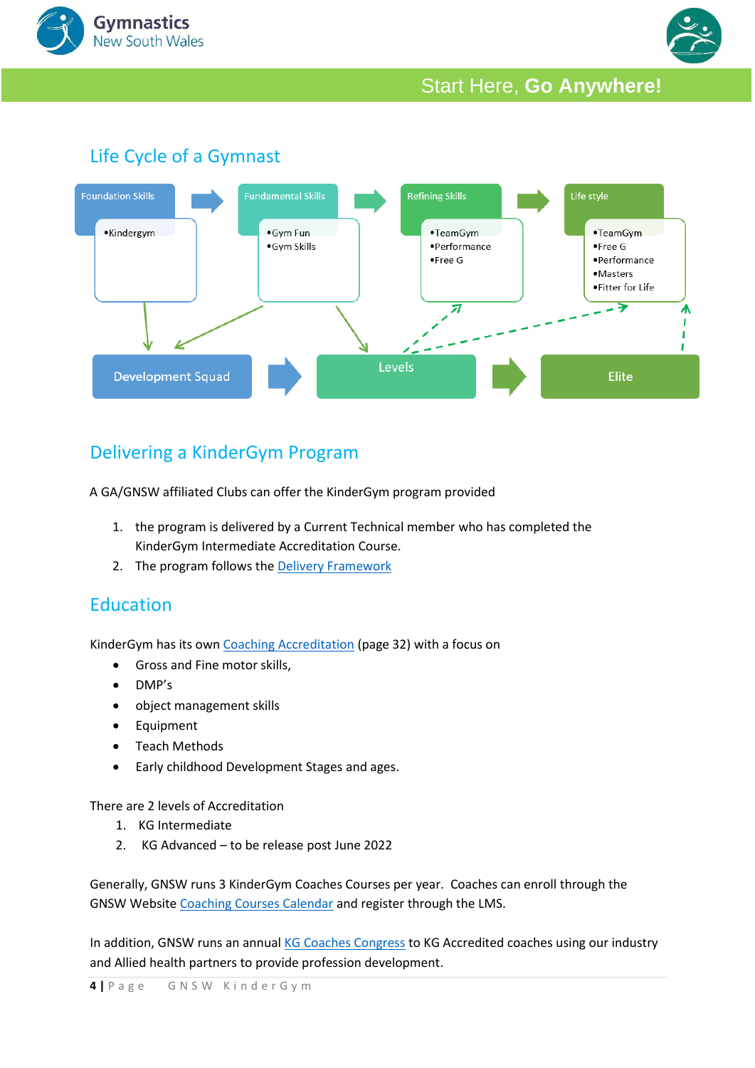## Life Cycle of a Gymnast

Foundation Skills
- Kindergym

Fundamental Skills
- Gym Fun
- Gym Skills

Refining Skills
- TeamGym
- Performance
- Free G

Life style
- TeamGym
- Free G
- Performance
- Masters
- Fitter for Life

Development Squad → Levels → Elite

## Delivering a KinderGym Program

A GA/GNSW affiliated Clubs can offer the KinderGym program provided

1. the program is delivered by a Current Technical member who has completed the KinderGym Intermediate Accreditation Course.
2. The program follows the Delivery Framework

## Education

KinderGym has its own Coaching Accreditation (page 32) with a focus on

- Gross and Fine motor skills,
- DMP's
- object management skills
- Equipment
- Teach Methods
- Early childhood Development Stages and ages.

There are 2 levels of Accreditation

1. KG Intermediate
2. KG Advanced – to be release post June 2022

Generally, GNSW runs 3 KinderGym Coaches Courses per year. Coaches can enroll through the GNSW Website Coaching Courses Calendar and register through the LMS.

In addition, GNSW runs an annual KG Coaches Congress to KG Accredited coaches using our industry and Allied health partners to provide profession development.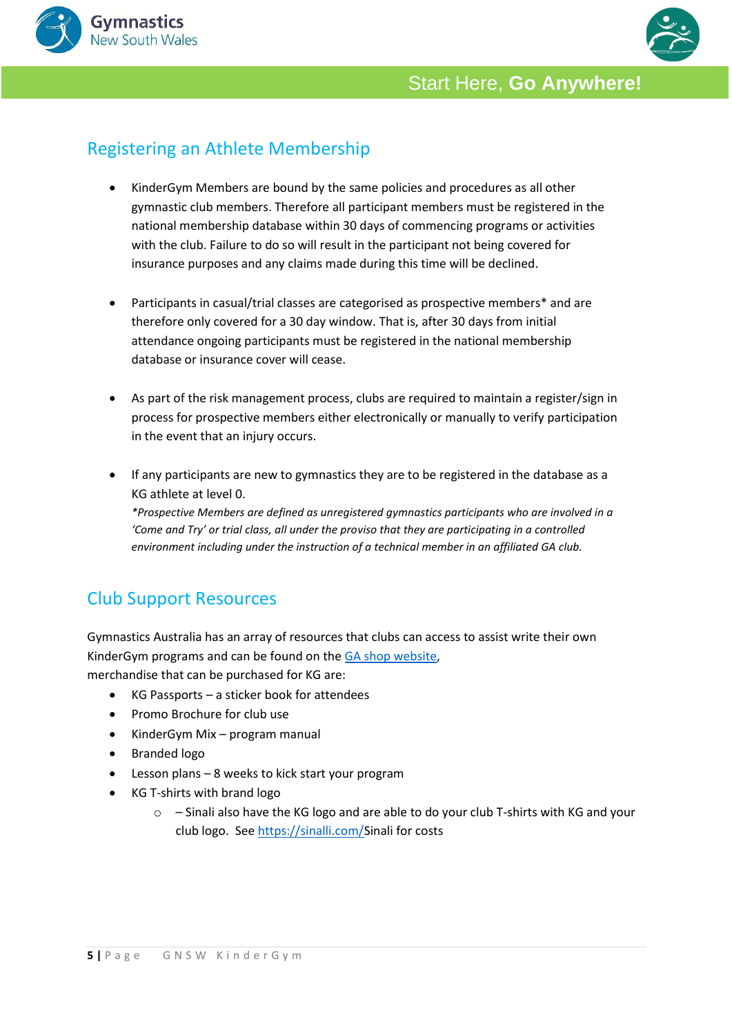## Registering an Athlete Membership

- KinderGym Members are bound by the same policies and procedures as all other gymnastic club members. Therefore all participant members must be registered in the national membership database within 30 days of commencing programs or activities with the club. Failure to do so will result in the participant not being covered for insurance purposes and any claims made during this time will be declined.

- Participants in casual/trial classes are categorised as prospective members* and are therefore only covered for a 30 day window. That is, after 30 days from initial attendance ongoing participants must be registered in the national membership database or insurance cover will cease.

- As part of the risk management process, clubs are required to maintain a register/sign in process for prospective members either electronically or manually to verify participation in the event that an injury occurs.

- If any participants are new to gymnastics they are to be registered in the database as a KG athlete at level 0.
  *\*Prospective Members are defined as unregistered gymnastics participants who are involved in a 'Come and Try' or trial class, all under the proviso that they are participating in a controlled environment including under the instruction of a technical member in an affiliated GA club.*

## Club Support Resources

Gymnastics Australia has an array of resources that clubs can access to assist write their own KinderGym programs and can be found on the [GA shop website](),
merchandise that can be purchased for KG are:

- KG Passports – a sticker book for attendees
- Promo Brochure for club use
- KinderGym Mix – program manual
- Branded logo
- Lesson plans – 8 weeks to kick start your program
- KG T-shirts with brand logo
  - – Sinali also have the KG logo and are able to do your club T-shirts with KG and your club logo. See [https://sinalli.com/](https://sinalli.com/)Sinali for costs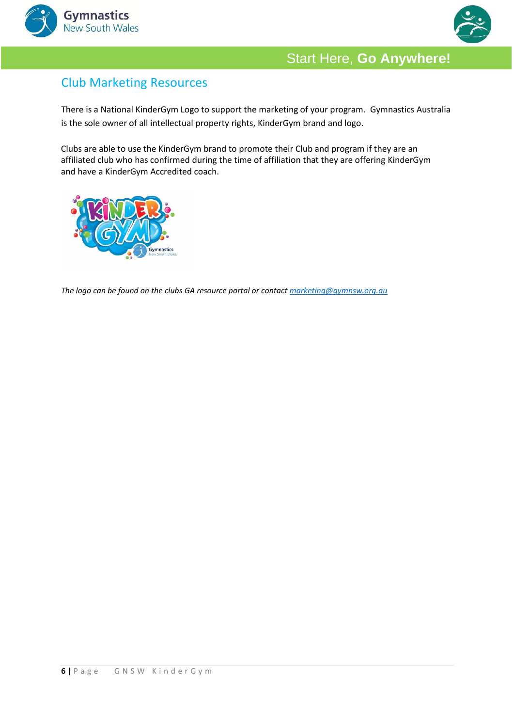## Club Marketing Resources

There is a National KinderGym Logo to support the marketing of your program. Gymnastics Australia is the sole owner of all intellectual property rights, KinderGym brand and logo.

Clubs are able to use the KinderGym brand to promote their Club and program if they are an affiliated club who has confirmed during the time of affiliation that they are offering KinderGym and have a KinderGym Accredited coach.

*The logo can be found on the clubs GA resource portal or contact [marketing@gymnsw.org.au](mailto:marketing@gymnsw.org.au)*